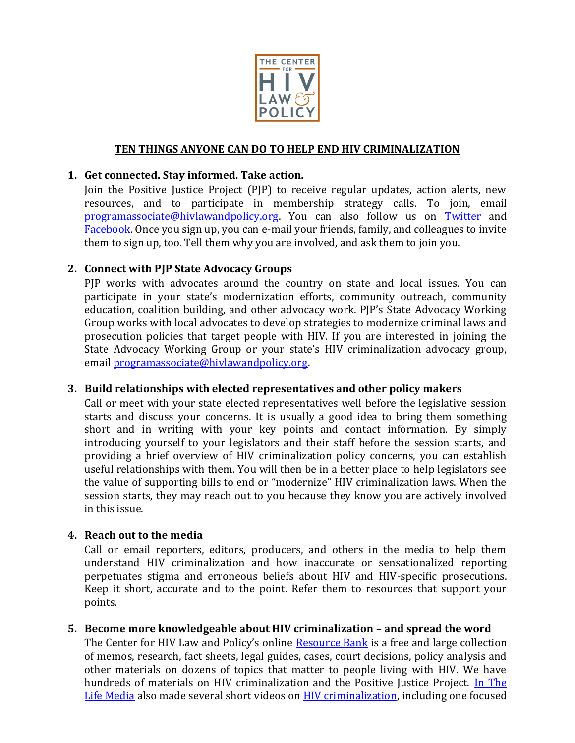THE CENTER FOR HIV LAW & POLICY

## TEN THINGS ANYONE CAN DO TO HELP END HIV CRIMINALIZATION

1. **Get connected. Stay informed. Take action.**
   Join the Positive Justice Project (PJP) to receive regular updates, action alerts, new resources, and to participate in membership strategy calls. To join, email programassociate@hivlawandpolicy.org. You can also follow us on Twitter and Facebook. Once you sign up, you can e-mail your friends, family, and colleagues to invite them to sign up, too. Tell them why you are involved, and ask them to join you.

2. **Connect with PJP State Advocacy Groups**
   PJP works with advocates around the country on state and local issues. You can participate in your state's modernization efforts, community outreach, community education, coalition building, and other advocacy work. PJP's State Advocacy Working Group works with local advocates to develop strategies to modernize criminal laws and prosecution policies that target people with HIV. If you are interested in joining the State Advocacy Working Group or your state's HIV criminalization advocacy group, email programassociate@hivlawandpolicy.org.

3. **Build relationships with elected representatives and other policy makers**
   Call or meet with your state elected representatives well before the legislative session starts and discuss your concerns. It is usually a good idea to bring them something short and in writing with your key points and contact information. By simply introducing yourself to your legislators and their staff before the session starts, and providing a brief overview of HIV criminalization policy concerns, you can establish useful relationships with them. You will then be in a better place to help legislators see the value of supporting bills to end or "modernize" HIV criminalization laws. When the session starts, they may reach out to you because they know you are actively involved in this issue.

4. **Reach out to the media**
   Call or email reporters, editors, producers, and others in the media to help them understand HIV criminalization and how inaccurate or sensationalized reporting perpetuates stigma and erroneous beliefs about HIV and HIV-specific prosecutions. Keep it short, accurate and to the point. Refer them to resources that support your points.

5. **Become more knowledgeable about HIV criminalization – and spread the word**
   The Center for HIV Law and Policy's online Resource Bank is a free and large collection of memos, research, fact sheets, legal guides, cases, court decisions, policy analysis and other materials on dozens of topics that matter to people living with HIV. We have hundreds of materials on HIV criminalization and the Positive Justice Project. In The Life Media also made several short videos on HIV criminalization, including one focused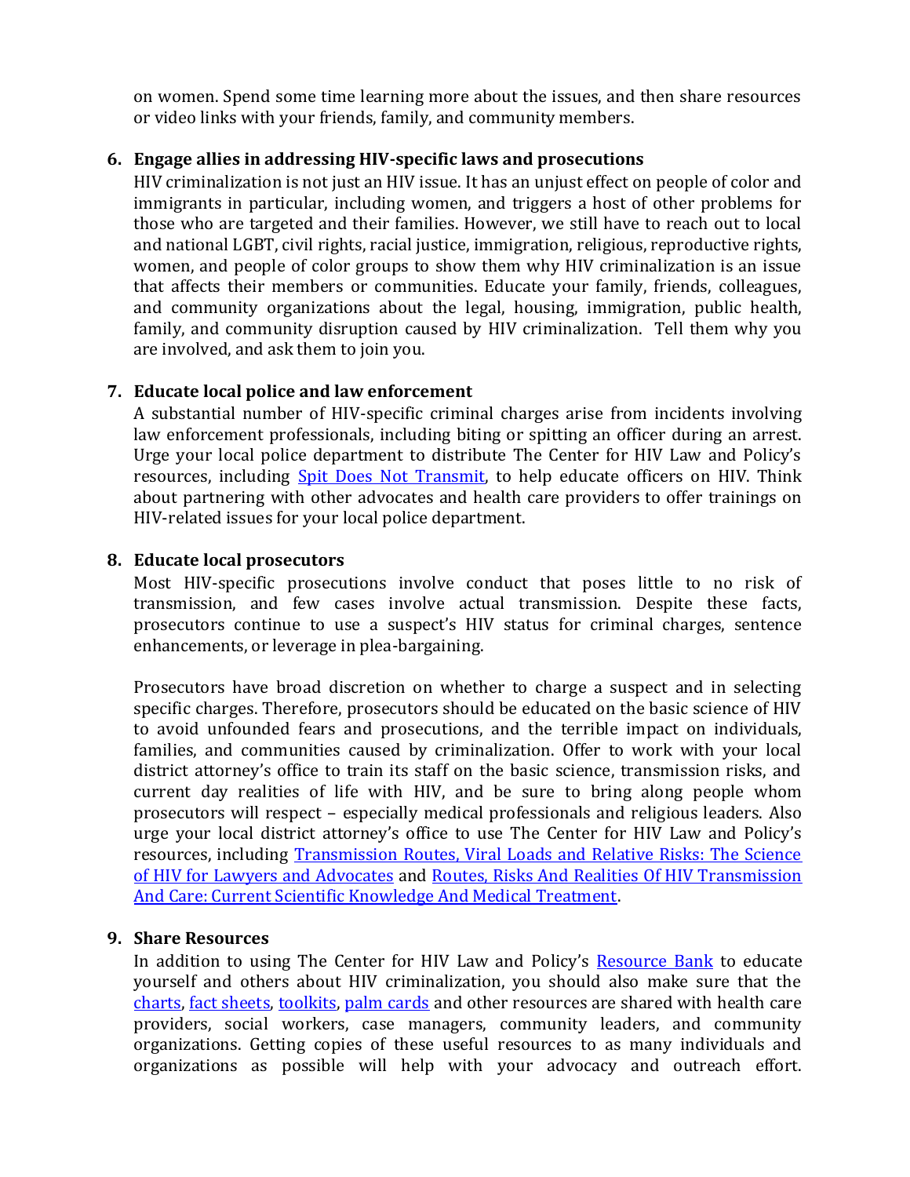on women. Spend some time learning more about the issues, and then share resources or video links with your friends, family, and community members.

6. **Engage allies in addressing HIV-specific laws and prosecutions**

   HIV criminalization is not just an HIV issue. It has an unjust effect on people of color and immigrants in particular, including women, and triggers a host of other problems for those who are targeted and their families. However, we still have to reach out to local and national LGBT, civil rights, racial justice, immigration, religious, reproductive rights, women, and people of color groups to show them why HIV criminalization is an issue that affects their members or communities. Educate your family, friends, colleagues, and community organizations about the legal, housing, immigration, public health, family, and community disruption caused by HIV criminalization. Tell them why you are involved, and ask them to join you.

7. **Educate local police and law enforcement**

   A substantial number of HIV-specific criminal charges arise from incidents involving law enforcement professionals, including biting or spitting an officer during an arrest. Urge your local police department to distribute The Center for HIV Law and Policy's resources, including Spit Does Not Transmit, to help educate officers on HIV. Think about partnering with other advocates and health care providers to offer trainings on HIV-related issues for your local police department.

8. **Educate local prosecutors**

   Most HIV-specific prosecutions involve conduct that poses little to no risk of transmission, and few cases involve actual transmission. Despite these facts, prosecutors continue to use a suspect's HIV status for criminal charges, sentence enhancements, or leverage in plea-bargaining.

   Prosecutors have broad discretion on whether to charge a suspect and in selecting specific charges. Therefore, prosecutors should be educated on the basic science of HIV to avoid unfounded fears and prosecutions, and the terrible impact on individuals, families, and communities caused by criminalization. Offer to work with your local district attorney's office to train its staff on the basic science, transmission risks, and current day realities of life with HIV, and be sure to bring along people whom prosecutors will respect – especially medical professionals and religious leaders. Also urge your local district attorney's office to use The Center for HIV Law and Policy's resources, including Transmission Routes, Viral Loads and Relative Risks: The Science of HIV for Lawyers and Advocates and Routes, Risks And Realities Of HIV Transmission And Care: Current Scientific Knowledge And Medical Treatment.

9. **Share Resources**

   In addition to using The Center for HIV Law and Policy's Resource Bank to educate yourself and others about HIV criminalization, you should also make sure that the charts, fact sheets, toolkits, palm cards and other resources are shared with health care providers, social workers, case managers, community leaders, and community organizations. Getting copies of these useful resources to as many individuals and organizations as possible will help with your advocacy and outreach effort.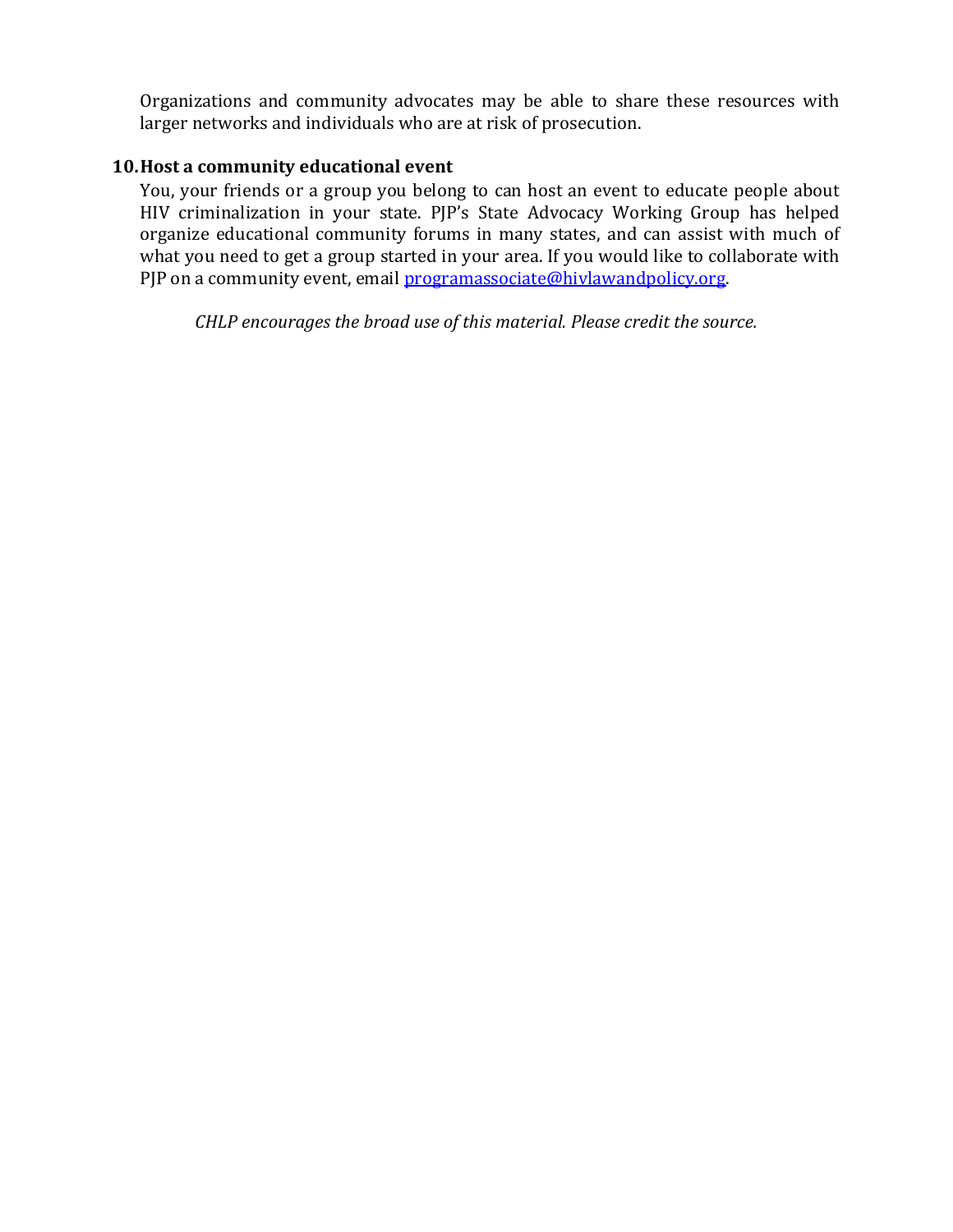Organizations and community advocates may be able to share these resources with larger networks and individuals who are at risk of prosecution.

10. **Host a community educational event**

    You, your friends or a group you belong to can host an event to educate people about HIV criminalization in your state. PJP's State Advocacy Working Group has helped organize educational community forums in many states, and can assist with much of what you need to get a group started in your area. If you would like to collaborate with PJP on a community event, email programassociate@hivlawandpolicy.org.

*CHLP encourages the broad use of this material. Please credit the source.*